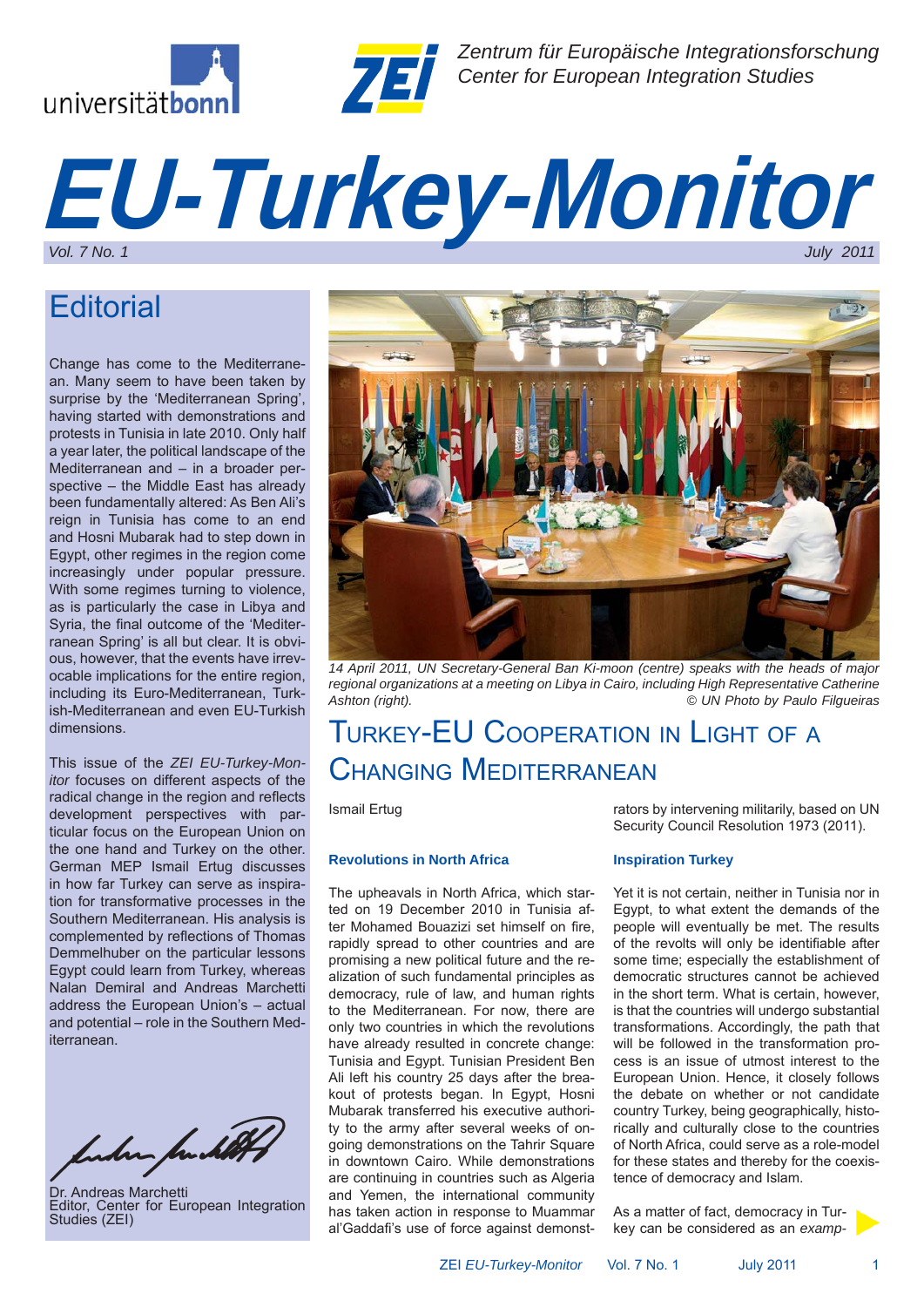Zentrum für Europäische Integrationsforschung
Center for European Integration Studies

# EU-Turkey-Monitor

*Vol. 7 No. 1* *July 2011*

## Editorial

Change has come to the Mediterranean. Many seem to have been taken by surprise by the 'Mediterranean Spring', having started with demonstrations and protests in Tunisia in late 2010. Only half a year later, the political landscape of the Mediterranean and – in a broader perspective – the Middle East has already been fundamentally altered: As Ben Ali's reign in Tunisia has come to an end and Hosni Mubarak had to step down in Egypt, other regimes in the region come increasingly under popular pressure. With some regimes turning to violence, as is particularly the case in Libya and Syria, the final outcome of the 'Mediterranean Spring' is all but clear. It is obvious, however, that the events have irrevocable implications for the entire region, including its Euro-Mediterranean, Turkish-Mediterranean and even EU-Turkish dimensions.

This issue of the *ZEI EU-Turkey-Monitor* focuses on different aspects of the radical change in the region and reflects development perspectives with particular focus on the European Union on the one hand and Turkey on the other. German MEP Ismail Ertug discusses in how far Turkey can serve as inspiration for transformative processes in the Southern Mediterranean. His analysis is complemented by reflections of Thomas Demmelhuber on the particular lessons Egypt could learn from Turkey, whereas Nalan Demiral and Andreas Marchetti address the European Union's – actual and potential – role in the Southern Mediterranean.

Dr. Andreas Marchetti
Editor, Center for European Integration Studies (ZEI)

*14 April 2011, UN Secretary-General Ban Ki-moon (centre) speaks with the heads of major regional organizations at a meeting on Libya in Cairo, including High Representative Catherine Ashton (right).* *© UN Photo by Paulo Filgueiras*

## Turkey-EU Cooperation in Light of a Changing Mediterranean

Ismail Ertug

### Revolutions in North Africa

The upheavals in North Africa, which started on 19 December 2010 in Tunisia after Mohamed Bouazizi set himself on fire, rapidly spread to other countries and are promising a new political future and the realization of such fundamental principles as democracy, rule of law, and human rights to the Mediterranean. For now, there are only two countries in which the revolutions have already resulted in concrete change: Tunisia and Egypt. Tunisian President Ben Ali left his country 25 days after the breakout of protests began. In Egypt, Hosni Mubarak transferred his executive authority to the army after several weeks of ongoing demonstrations on the Tahrir Square in downtown Cairo. While demonstrations are continuing in countries such as Algeria and Yemen, the international community has taken action in response to Muammar al'Gaddafi's use of force against demonstrators by intervening militarily, based on UN Security Council Resolution 1973 (2011).

### Inspiration Turkey

Yet it is not certain, neither in Tunisia nor in Egypt, to what extent the demands of the people will eventually be met. The results of the revolts will only be identifiable after some time; especially the establishment of democratic structures cannot be achieved in the short term. What is certain, however, is that the countries will undergo substantial transformations. Accordingly, the path that will be followed in the transformation process is an issue of utmost interest to the European Union. Hence, it closely follows the debate on whether or not candidate country Turkey, being geographically, historically and culturally close to the countries of North Africa, could serve as a role-model for these states and thereby for the coexistence of democracy and Islam.

As a matter of fact, democracy in Turkey can be considered as an *examp-*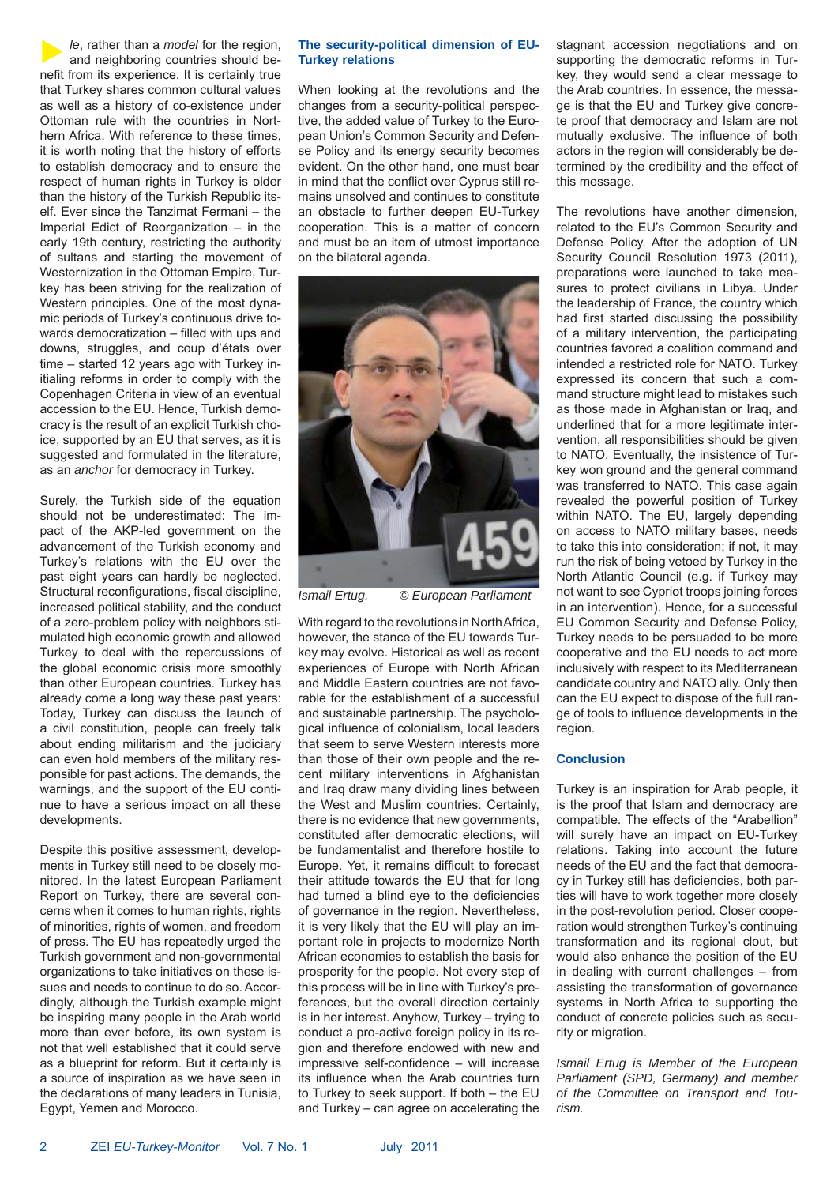*le*, rather than a *model* for the region, and neighboring countries should benefit from its experience. It is certainly true that Turkey shares common cultural values as well as a history of co-existence under Ottoman rule with the countries in Northern Africa. With reference to these times, it is worth noting that the history of efforts to establish democracy and to ensure the respect of human rights in Turkey is older than the history of the Turkish Republic itself. Ever since the Tanzimat Fermani – the Imperial Edict of Reorganization – in the early 19th century, restricting the authority of sultans and starting the movement of Westernization in the Ottoman Empire, Turkey has been striving for the realization of Western principles. One of the most dynamic periods of Turkey's continuous drive towards democratization – filled with ups and downs, struggles, and coup d'états over time – started 12 years ago with Turkey initialing reforms in order to comply with the Copenhagen Criteria in view of an eventual accession to the EU. Hence, Turkish democracy is the result of an explicit Turkish choice, supported by an EU that serves, as it is suggested and formulated in the literature, as an *anchor* for democracy in Turkey.

Surely, the Turkish side of the equation should not be underestimated: The impact of the AKP-led government on the advancement of the Turkish economy and Turkey's relations with the EU over the past eight years can hardly be neglected. Structural reconfigurations, fiscal discipline, increased political stability, and the conduct of a zero-problem policy with neighbors stimulated high economic growth and allowed Turkey to deal with the repercussions of the global economic crisis more smoothly than other European countries. Turkey has already come a long way these past years: Today, Turkey can discuss the launch of a civil constitution, people can freely talk about ending militarism and the judiciary can even hold members of the military responsible for past actions. The demands, the warnings, and the support of the EU continue to have a serious impact on all these developments.

Despite this positive assessment, developments in Turkey still need to be closely monitored. In the latest European Parliament Report on Turkey, there are several concerns when it comes to human rights, rights of minorities, rights of women, and freedom of press. The EU has repeatedly urged the Turkish government and non-governmental organizations to take initiatives on these issues and needs to continue to do so. Accordingly, although the Turkish example might be inspiring many people in the Arab world more than ever before, its own system is not that well established that it could serve as a blueprint for reform. But it certainly is a source of inspiration as we have seen in the declarations of many leaders in Tunisia, Egypt, Yemen and Morocco.

## The security-political dimension of EU-Turkey relations

When looking at the revolutions and the changes from a security-political perspective, the added value of Turkey to the European Union's Common Security and Defense Policy and its energy security becomes evident. On the other hand, one must bear in mind that the conflict over Cyprus still remains unsolved and continues to constitute an obstacle to further deepen EU-Turkey cooperation. This is a matter of concern and must be an item of utmost importance on the bilateral agenda.

*Ismail Ertug. © European Parliament*

With regard to the revolutions in North Africa, however, the stance of the EU towards Turkey may evolve. Historical as well as recent experiences of Europe with North African and Middle Eastern countries are not favorable for the establishment of a successful and sustainable partnership. The psychological influence of colonialism, local leaders that seem to serve Western interests more than those of their own people and the recent military interventions in Afghanistan and Iraq draw many dividing lines between the West and Muslim countries. Certainly, there is no evidence that new governments, constituted after democratic elections, will be fundamentalist and therefore hostile to Europe. Yet, it remains difficult to forecast their attitude towards the EU that for long had turned a blind eye to the deficiencies of governance in the region. Nevertheless, it is very likely that the EU will play an important role in projects to modernize North African economies to establish the basis for prosperity for the people. Not every step of this process will be in line with Turkey's preferences, but the overall direction certainly is in her interest. Anyhow, Turkey – trying to conduct a pro-active foreign policy in its region and therefore endowed with new and impressive self-confidence – will increase its influence when the Arab countries turn to Turkey to seek support. If both – the EU and Turkey – can agree on accelerating the stagnant accession negotiations and on supporting the democratic reforms in Turkey, they would send a clear message to the Arab countries. In essence, the message is that the EU and Turkey give concrete proof that democracy and Islam are not mutually exclusive. The influence of both actors in the region will considerably be determined by the credibility and the effect of this message.

The revolutions have another dimension, related to the EU's Common Security and Defense Policy. After the adoption of UN Security Council Resolution 1973 (2011), preparations were launched to take measures to protect civilians in Libya. Under the leadership of France, the country which had first started discussing the possibility of a military intervention, the participating countries favored a coalition command and intended a restricted role for NATO. Turkey expressed its concern that such a command structure might lead to mistakes such as those made in Afghanistan or Iraq, and underlined that for a more legitimate intervention, all responsibilities should be given to NATO. Eventually, the insistence of Turkey won ground and the general command was transferred to NATO. This case again revealed the powerful position of Turkey within NATO. The EU, largely depending on access to NATO military bases, needs to take this into consideration; if not, it may run the risk of being vetoed by Turkey in the North Atlantic Council (e.g. if Turkey may not want to see Cypriot troops joining forces in an intervention). Hence, for a successful EU Common Security and Defense Policy, Turkey needs to be persuaded to be more cooperative and the EU needs to act more inclusively with respect to its Mediterranean candidate country and NATO ally. Only then can the EU expect to dispose of the full range of tools to influence developments in the region.

## Conclusion

Turkey is an inspiration for Arab people, it is the proof that Islam and democracy are compatible. The effects of the "Arabellion" will surely have an impact on EU-Turkey relations. Taking into account the future needs of the EU and the fact that democracy in Turkey still has deficiencies, both parties will have to work together more closely in the post-revolution period. Closer cooperation would strengthen Turkey's continuing transformation and its regional clout, but would also enhance the position of the EU in dealing with current challenges – from assisting the transformation of governance systems in North Africa to supporting the conduct of concrete policies such as security or migration.

*Ismail Ertug is Member of the European Parliament (SPD, Germany) and member of the Committee on Transport and Tourism.*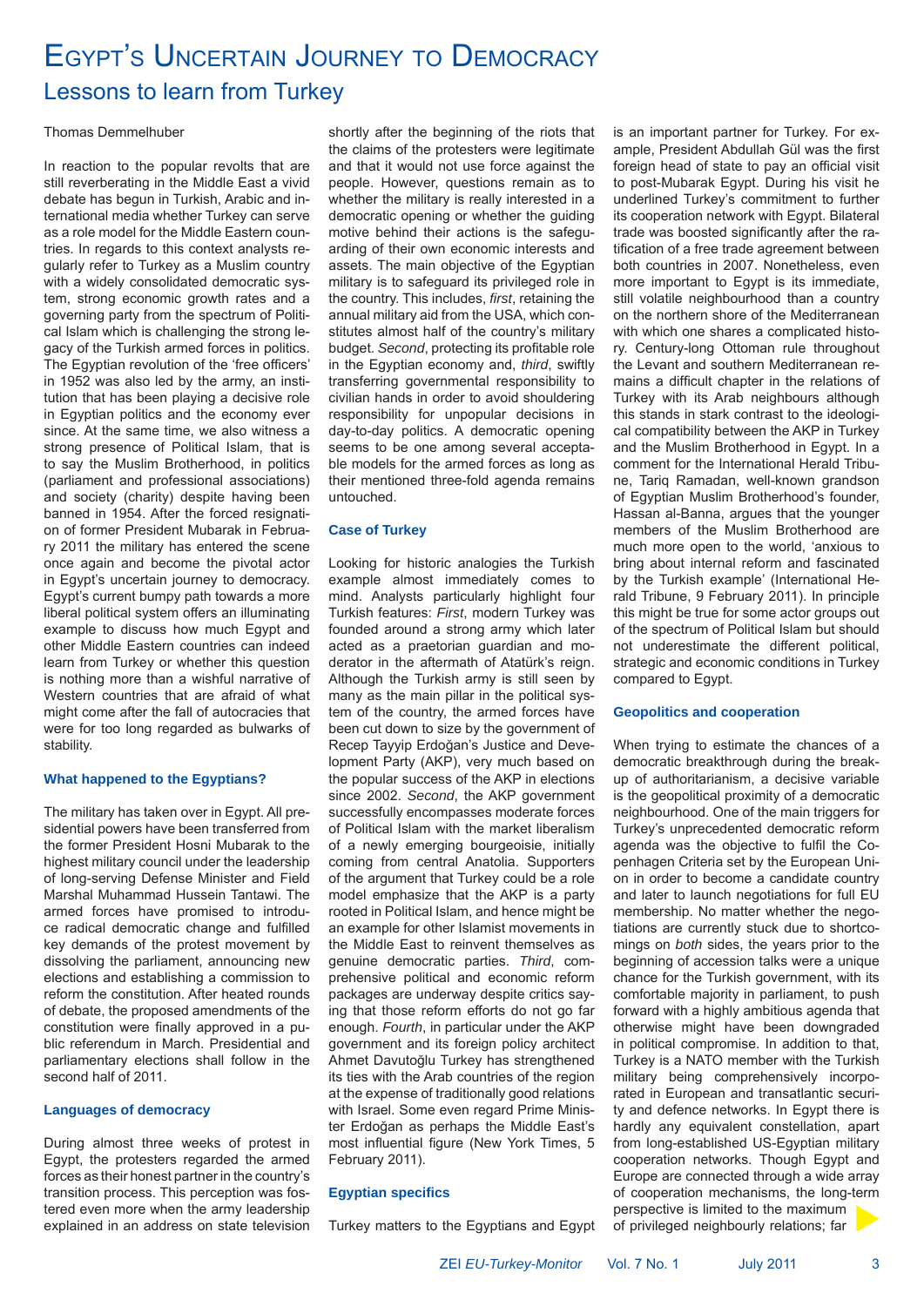# Egypt's Uncertain Journey to Democracy

## Lessons to learn from Turkey

Thomas Demmelhuber

In reaction to the popular revolts that are still reverberating in the Middle East a vivid debate has begun in Turkish, Arabic and international media whether Turkey can serve as a role model for the Middle Eastern countries. In regards to this context analysts regularly refer to Turkey as a Muslim country with a widely consolidated democratic system, strong economic growth rates and a governing party from the spectrum of Political Islam which is challenging the strong legacy of the Turkish armed forces in politics. The Egyptian revolution of the 'free officers' in 1952 was also led by the army, an institution that has been playing a decisive role in Egyptian politics and the economy ever since. At the same time, we also witness a strong presence of Political Islam, that is to say the Muslim Brotherhood, in politics (parliament and professional associations) and society (charity) despite having been banned in 1954. After the forced resignation of former President Mubarak in February 2011 the military has entered the scene once again and become the pivotal actor in Egypt's uncertain journey to democracy. Egypt's current bumpy path towards a more liberal political system offers an illuminating example to discuss how much Egypt and other Middle Eastern countries can indeed learn from Turkey or whether this question is nothing more than a wishful narrative of Western countries that are afraid of what might come after the fall of autocracies that were for too long regarded as bulwarks of stability.

### What happened to the Egyptians?

The military has taken over in Egypt. All presidential powers have been transferred from the former President Hosni Mubarak to the highest military council under the leadership of long-serving Defense Minister and Field Marshal Muhammad Hussein Tantawi. The armed forces have promised to introduce radical democratic change and fulfilled key demands of the protest movement by dissolving the parliament, announcing new elections and establishing a commission to reform the constitution. After heated rounds of debate, the proposed amendments of the constitution were finally approved in a public referendum in March. Presidential and parliamentary elections shall follow in the second half of 2011.

### Languages of democracy

During almost three weeks of protest in Egypt, the protesters regarded the armed forces as their honest partner in the country's transition process. This perception was fostered even more when the army leadership explained in an address on state television shortly after the beginning of the riots that the claims of the protesters were legitimate and that it would not use force against the people. However, questions remain as to whether the military is really interested in a democratic opening or whether the guiding motive behind their actions is the safeguarding of their own economic interests and assets. The main objective of the Egyptian military is to safeguard its privileged role in the country. This includes, *first*, retaining the annual military aid from the USA, which constitutes almost half of the country's military budget. *Second*, protecting its profitable role in the Egyptian economy and, *third*, swiftly transferring governmental responsibility to civilian hands in order to avoid shouldering responsibility for unpopular decisions in day-to-day politics. A democratic opening seems to be one among several acceptable models for the armed forces as long as their mentioned three-fold agenda remains untouched.

### Case of Turkey

Looking for historic analogies the Turkish example almost immediately comes to mind. Analysts particularly highlight four Turkish features: *First*, modern Turkey was founded around a strong army which later acted as a praetorian guardian and moderator in the aftermath of Atatürk's reign. Although the Turkish army is still seen by many as the main pillar in the political system of the country, the armed forces have been cut down to size by the government of Recep Tayyip Erdoğan's Justice and Development Party (AKP), very much based on the popular success of the AKP in elections since 2002. *Second*, the AKP government successfully encompasses moderate forces of Political Islam with the market liberalism of a newly emerging bourgeoisie, initially coming from central Anatolia. Supporters of the argument that Turkey could be a role model emphasize that the AKP is a party rooted in Political Islam, and hence might be an example for other Islamist movements in the Middle East to reinvent themselves as genuine democratic parties. *Third*, comprehensive political and economic reform packages are underway despite critics saying that those reform efforts do not go far enough. *Fourth*, in particular under the AKP government and its foreign policy architect Ahmet Davutoğlu Turkey has strengthened its ties with the Arab countries of the region at the expense of traditionally good relations with Israel. Some even regard Prime Minister Erdoğan as perhaps the Middle East's most influential figure (New York Times, 5 February 2011).

### Egyptian specifics

Turkey matters to the Egyptians and Egypt is an important partner for Turkey. For example, President Abdullah Gül was the first foreign head of state to pay an official visit to post-Mubarak Egypt. During his visit he underlined Turkey's commitment to further its cooperation network with Egypt. Bilateral trade was boosted significantly after the ratification of a free trade agreement between both countries in 2007. Nonetheless, even more important to Egypt is its immediate, still volatile neighbourhood than a country on the northern shore of the Mediterranean with which one shares a complicated history. Century-long Ottoman rule throughout the Levant and southern Mediterranean remains a difficult chapter in the relations of Turkey with its Arab neighbours although this stands in stark contrast to the ideological compatibility between the AKP in Turkey and the Muslim Brotherhood in Egypt. In a comment for the International Herald Tribune, Tariq Ramadan, well-known grandson of Egyptian Muslim Brotherhood's founder, Hassan al-Banna, argues that the younger members of the Muslim Brotherhood are much more open to the world, 'anxious to bring about internal reform and fascinated by the Turkish example' (International Herald Tribune, 9 February 2011). In principle this might be true for some actor groups out of the spectrum of Political Islam but should not underestimate the different political, strategic and economic conditions in Turkey compared to Egypt.

### Geopolitics and cooperation

When trying to estimate the chances of a democratic breakthrough during the break-up of authoritarianism, a decisive variable is the geopolitical proximity of a democratic neighbourhood. One of the main triggers for Turkey's unprecedented democratic reform agenda was the objective to fulfil the Copenhagen Criteria set by the European Union in order to become a candidate country and later to launch negotiations for full EU membership. No matter whether the negotiations are currently stuck due to shortcomings on *both* sides, the years prior to the beginning of accession talks were a unique chance for the Turkish government, with its comfortable majority in parliament, to push forward with a highly ambitious agenda that otherwise might have been downgraded in political compromise. In addition to that, Turkey is a NATO member with the Turkish military being comprehensively incorporated in European and transatlantic security and defence networks. In Egypt there is hardly any equivalent constellation, apart from long-established US-Egyptian military cooperation networks. Though Egypt and Europe are connected through a wide array of cooperation mechanisms, the long-term perspective is limited to the maximum of privileged neighbourly relations; far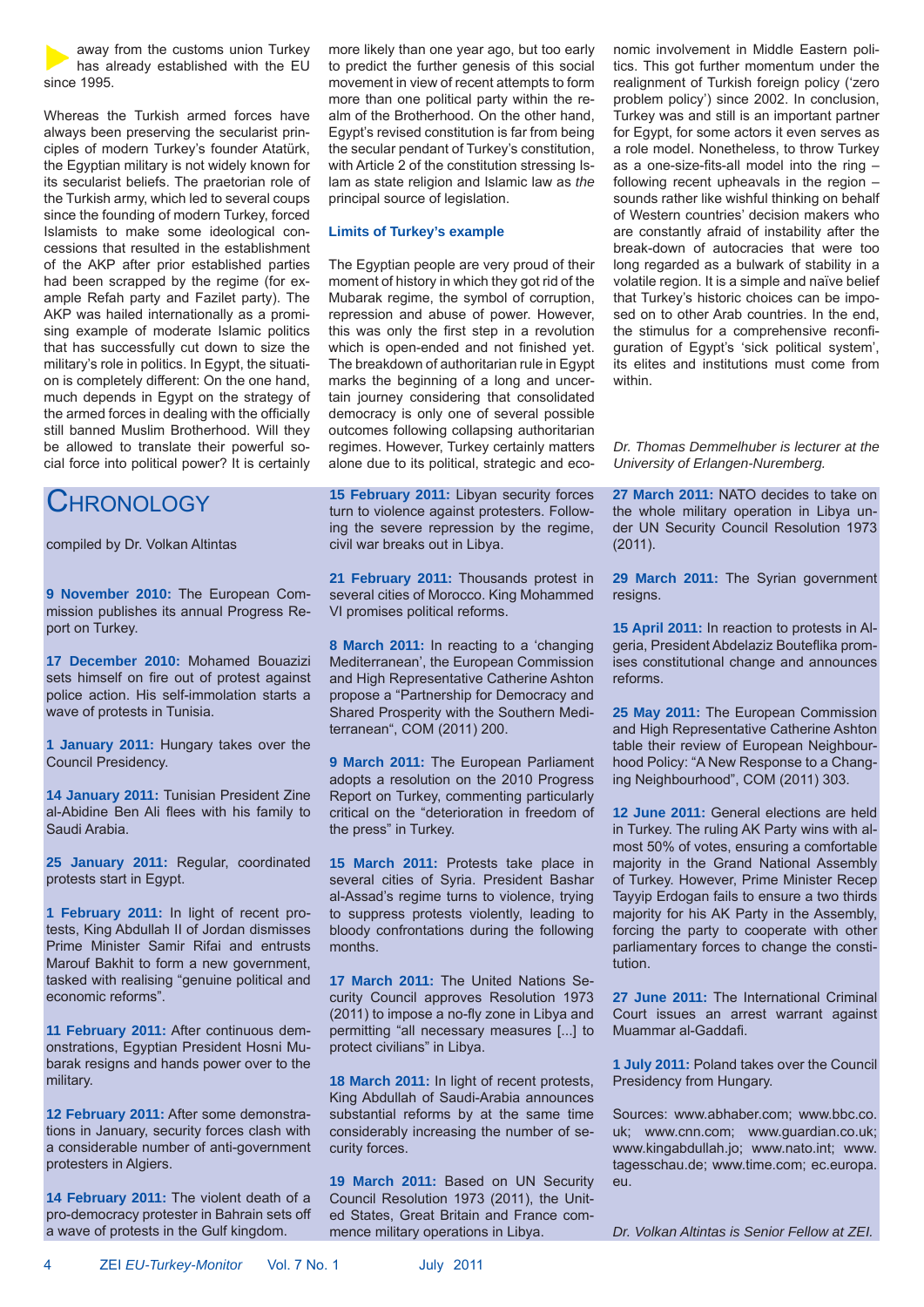away from the customs union Turkey has already established with the EU since 1995.

Whereas the Turkish armed forces have always been preserving the secularist principles of modern Turkey's founder Atatürk, the Egyptian military is not widely known for its secularist beliefs. The praetorian role of the Turkish army, which led to several coups since the founding of modern Turkey, forced Islamists to make some ideological concessions that resulted in the establishment of the AKP after prior established parties had been scrapped by the regime (for example Refah party and Fazilet party). The AKP was hailed internationally as a promising example of moderate Islamic politics that has successfully cut down to size the military's role in politics. In Egypt, the situation is completely different: On the one hand, much depends in Egypt on the strategy of the armed forces in dealing with the officially still banned Muslim Brotherhood. Will they be allowed to translate their powerful social force into political power? It is certainly more likely than one year ago, but too early to predict the further genesis of this social movement in view of recent attempts to form more than one political party within the realm of the Brotherhood. On the other hand, Egypt's revised constitution is far from being the secular pendant of Turkey's constitution, with Article 2 of the constitution stressing Islam as state religion and Islamic law as *the* principal source of legislation.

### Limits of Turkey's example

The Egyptian people are very proud of their moment of history in which they got rid of the Mubarak regime, the symbol of corruption, repression and abuse of power. However, this was only the first step in a revolution which is open-ended and not finished yet. The breakdown of authoritarian rule in Egypt marks the beginning of a long and uncertain journey considering that consolidated democracy is only one of several possible outcomes following collapsing authoritarian regimes. However, Turkey certainly matters alone due to its political, strategic and economic involvement in Middle Eastern politics. This got further momentum under the realignment of Turkish foreign policy ('zero problem policy') since 2002. In conclusion, Turkey was and still is an important partner for Egypt, for some actors it even serves as a role model. Nonetheless, to throw Turkey as a one-size-fits-all model into the ring – following recent upheavals in the region – sounds rather like wishful thinking on behalf of Western countries' decision makers who are constantly afraid of instability after the break-down of autocracies that were too long regarded as a bulwark of stability in a volatile region. It is a simple and naïve belief that Turkey's historic choices can be imposed on to other Arab countries. In the end, the stimulus for a comprehensive reconfiguration of Egypt's 'sick political system', its elites and institutions must come from within.

*Dr. Thomas Demmelhuber is lecturer at the University of Erlangen-Nuremberg.*

## Chronology

compiled by Dr. Volkan Altintas

**9 November 2010:** The European Commission publishes its annual Progress Report on Turkey.

**17 December 2010:** Mohamed Bouazizi sets himself on fire out of protest against police action. His self-immolation starts a wave of protests in Tunisia.

**1 January 2011:** Hungary takes over the Council Presidency.

**14 January 2011:** Tunisian President Zine al-Abidine Ben Ali flees with his family to Saudi Arabia.

**25 January 2011:** Regular, coordinated protests start in Egypt.

**1 February 2011:** In light of recent protests, King Abdullah II of Jordan dismisses Prime Minister Samir Rifai and entrusts Marouf Bakhit to form a new government, tasked with realising "genuine political and economic reforms".

**11 February 2011:** After continuous demonstrations, Egyptian President Hosni Mubarak resigns and hands power over to the military.

**12 February 2011:** After some demonstrations in January, security forces clash with a considerable number of anti-government protesters in Algiers.

**14 February 2011:** The violent death of a pro-democracy protester in Bahrain sets off a wave of protests in the Gulf kingdom.

**15 February 2011:** Libyan security forces turn to violence against protesters. Following the severe repression by the regime, civil war breaks out in Libya.

**21 February 2011:** Thousands protest in several cities of Morocco. King Mohammed VI promises political reforms.

**8 March 2011:** In reacting to a 'changing Mediterranean', the European Commission and High Representative Catherine Ashton propose a "Partnership for Democracy and Shared Prosperity with the Southern Mediterranean", COM (2011) 200.

**9 March 2011:** The European Parliament adopts a resolution on the 2010 Progress Report on Turkey, commenting particularly critical on the "deterioration in freedom of the press" in Turkey.

**15 March 2011:** Protests take place in several cities of Syria. President Bashar al-Assad's regime turns to violence, trying to suppress protests violently, leading to bloody confrontations during the following months.

**17 March 2011:** The United Nations Security Council approves Resolution 1973 (2011) to impose a no-fly zone in Libya and permitting "all necessary measures [...] to protect civilians" in Libya.

**18 March 2011:** In light of recent protests, King Abdullah of Saudi-Arabia announces substantial reforms by at the same time considerably increasing the number of security forces.

**19 March 2011:** Based on UN Security Council Resolution 1973 (2011), the United States, Great Britain and France commence military operations in Libya.

**27 March 2011:** NATO decides to take on the whole military operation in Libya under UN Security Council Resolution 1973 (2011).

**29 March 2011:** The Syrian government resigns.

**15 April 2011:** In reaction to protests in Algeria, President Abdelaziz Bouteflika promises constitutional change and announces reforms.

**25 May 2011:** The European Commission and High Representative Catherine Ashton table their review of European Neighbourhood Policy: "A New Response to a Changing Neighbourhood", COM (2011) 303.

**12 June 2011:** General elections are held in Turkey. The ruling AK Party wins with almost 50% of votes, ensuring a comfortable majority in the Grand National Assembly of Turkey. However, Prime Minister Recep Tayyip Erdogan fails to ensure a two thirds majority for his AK Party in the Assembly, forcing the party to cooperate with other parliamentary forces to change the constitution.

**27 June 2011:** The International Criminal Court issues an arrest warrant against Muammar al-Gaddafi.

**1 July 2011:** Poland takes over the Council Presidency from Hungary.

Sources: www.abhaber.com; www.bbc.co.uk; www.cnn.com; www.guardian.co.uk; www.kingabdullah.jo; www.nato.int; www.tagesschau.de; www.time.com; ec.europa.eu.

*Dr. Volkan Altintas is Senior Fellow at ZEI.*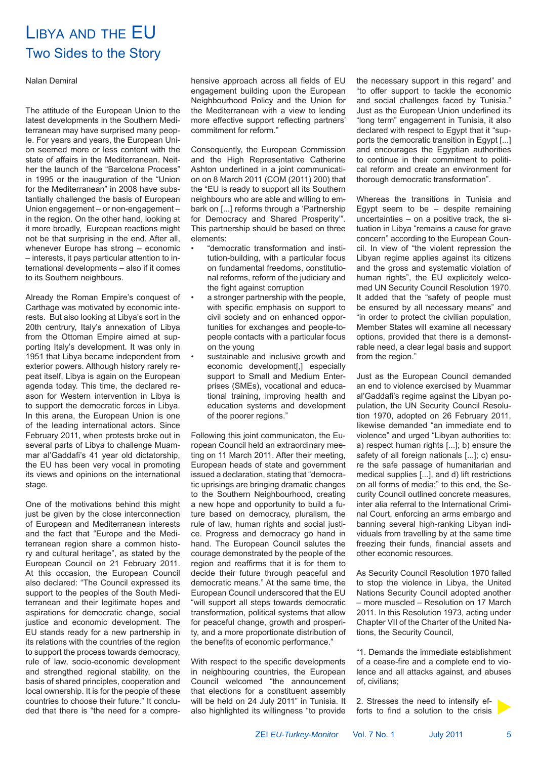# Libya and the EU
## Two Sides to the Story

Nalan Demiral

The attitude of the European Union to the latest developments in the Southern Mediterranean may have surprised many people. For years and years, the European Union seemed more or less content with the state of affairs in the Mediterranean. Neither the launch of the "Barcelona Process" in 1995 or the inauguration of the "Union for the Mediterranean" in 2008 have substantially challenged the basis of European Union engagement – or non-engagement – in the region. On the other hand, looking at it more broadly, European reactions might not be that surprising in the end. After all, whenever Europe has strong – economic – interests, it pays particular attention to international developments – also if it comes to its Southern neighbours.

Already the Roman Empire's conquest of Carthage was motivated by economic interests. But also looking at Libya's sort in the 20th centrury, Italy's annexation of Libya from the Ottoman Empire aimed at supporting Italy's development. It was only in 1951 that Libya became independent from exterior powers. Although history rarely repeat itself, Libya is again on the European agenda today. This time, the declared reason for Western intervention in Libya is to support the democratic forces in Libya. In this arena, the European Union is one of the leading international actors. Since February 2011, when protests broke out in several parts of Libya to challenge Muammar al'Gaddafi's 41 year old dictatorship, the EU has been very vocal in promoting its views and opinions on the international stage.

One of the motivations behind this might just be given by the close interconnection of European and Mediterranean interests and the fact that "Europe and the Mediterranean region share a common history and cultural heritage", as stated by the European Council on 21 February 2011. At this occasion, the European Council also declared: "The Council expressed its support to the peoples of the South Mediterranean and their legitimate hopes and aspirations for democratic change, social justice and economic development. The EU stands ready for a new partnership in its relations with the countries of the region to support the process towards democracy, rule of law, socio-economic development and strengthed regional stability, on the basis of shared principles, cooperation and local ownership. It is for the people of these countries to choose their future." It concluded that there is "the need for a comprehensive approach across all fields of EU engagement building upon the European Neighbourhood Policy and the Union for the Mediterranean with a view to lending more effective support reflecting partners' commitment for reform."

Consequently, the European Commission and the High Representative Catherine Ashton underlined in a joint communication on 8 March 2011 (COM (2011) 200) that the "EU is ready to support all its Southern neighbours who are able and willing to embark on [...] reforms through a 'Partnership for Democracy and Shared Prosperity'". This partnership should be based on three elements:

- "democratic transformation and institution-building, with a particular focus on fundamental freedoms, constitutional reforms, reform of the judiciary and the fight against corruption
- a stronger partnership with the people, with specific emphasis on support to civil society and on enhanced opportunities for exchanges and people-to-people contacts with a particular focus on the young
- sustainable and inclusive growth and economic development[,] especially support to Small and Medium Enterprises (SMEs), vocational and educational training, improving health and education systems and development of the poorer regions."

Following this joint communicaton, the European Council held an extraordinary meeting on 11 March 2011. After their meeting, European heads of state and government issued a declaration, stating that "democratic uprisings are bringing dramatic changes to the Southern Neighbourhood, creating a new hope and opportunity to build a future based on democracy, pluralism, the rule of law, human rights and social justice. Progress and democracy go hand in hand. The European Council salutes the courage demonstrated by the people of the region and reaffirms that it is for them to decide their future through peaceful and democratic means." At the same time, the European Council underscored that the EU "will support all steps towards democratic transformation, political systems that allow for peaceful change, growth and prosperity, and a more proportionate distribution of the benefits of economic performance."

With respect to the specific developments in neighbouring countries, the European Council welcomed "the announcement that elections for a constituent assembly will be held on 24 July 2011" in Tunisia. It also highlighted its willingness "to provide the necessary support in this regard" and "to offer support to tackle the economic and social challenges faced by Tunisia." Just as the European Union underlined its "long term" engagement in Tunisia, it also declared with respect to Egypt that it "supports the democratic transition in Egypt [...] and encourages the Egyptian authorities to continue in their commitment to political reform and create an environment for thorough democratic transformation".

Whereas the transitions in Tunisia and Egypt seem to be – despite remaining uncertainties – on a positive track, the situation in Libya "remains a cause for grave concern" according to the European Council. In view of "the violent repression the Libyan regime applies against its citizens and the gross and systematic violation of human rights", the EU explicitely welcomed UN Security Council Resolution 1970. It added that the "safety of people must be ensured by all necessary means" and "in order to protect the civilian population, Member States will examine all necessary options, provided that there is a demonstrable need, a clear legal basis and support from the region."

Just as the European Council demanded an end to violence exercised by Muammar al'Gaddafi's regime against the Libyan population, the UN Security Council Resolution 1970, adopted on 26 February 2011, likewise demanded "an immediate end to violence" and urged "Libyan authorities to: a) respect human rights [...]; b) ensure the safety of all foreign nationals [...]; c) ensure the safe passage of humanitarian and medical supplies [...], and d) lift restrictions on all forms of media;" to this end, the Security Council outlined concrete measures, inter alia referral to the International Criminal Court, enforcing an arms embargo and banning several high-ranking Libyan individuals from travelling by at the same time freezing their funds, financial assets and other economic resources.

As Security Council Resolution 1970 failed to stop the violence in Libya, the United Nations Security Council adopted another – more muscled – Resolution on 17 March 2011. In this Resolution 1973, acting under Chapter VII of the Charter of the United Nations, the Security Council,

"1. Demands the immediate establishment of a cease-fire and a complete end to violence and all attacks against, and abuses of, civilians;

2. Stresses the need to intensify efforts to find a solution to the crisis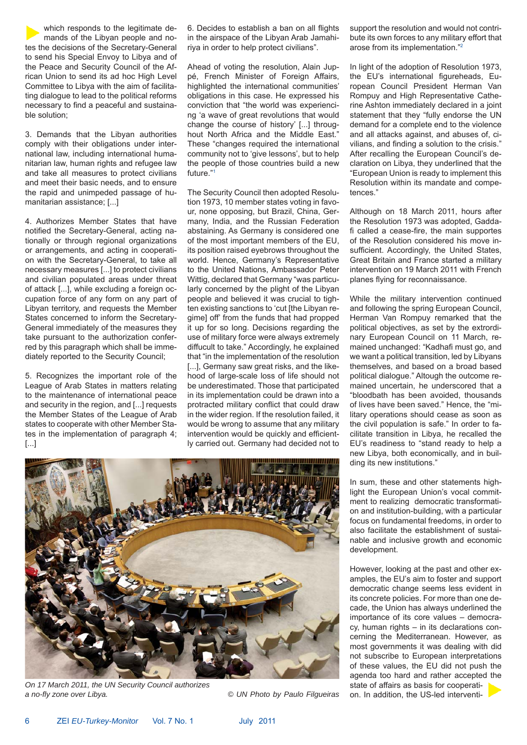which responds to the legitimate demands of the Libyan people and notes the decisions of the Secretary-General to send his Special Envoy to Libya and of the Peace and Security Council of the African Union to send its ad hoc High Level Committee to Libya with the aim of facilitating dialogue to lead to the political reforms necessary to find a peaceful and sustainable solution;

3. Demands that the Libyan authorities comply with their obligations under international law, including international humanitarian law, human rights and refugee law and take all measures to protect civilians and meet their basic needs, and to ensure the rapid and unimpeded passage of humanitarian assistance; [...]

4. Authorizes Member States that have notified the Secretary-General, acting nationally or through regional organizations or arrangements, and acting in cooperation with the Secretary-General, to take all necessary measures [...] to protect civilians and civilian populated areas under threat of attack [...], while excluding a foreign occupation force of any form on any part of Libyan territory, and requests the Member States concerned to inform the Secretary-General immediately of the measures they take pursuant to the authorization conferred by this paragraph which shall be immediately reported to the Security Council;

5. Recognizes the important role of the League of Arab States in matters relating to the maintenance of international peace and security in the region, and [...] requests the Member States of the League of Arab states to cooperate with other Member States in the implementation of paragraph 4; [...]

6. Decides to establish a ban on all flights in the airspace of the Libyan Arab Jamahiriya in order to help protect civilians".

Ahead of voting the resolution, Alain Juppé, French Minister of Foreign Affairs, highlighted the international communities' obligations in this case. He expressed his conviction that "the world was experiencing 'a wave of great revolutions that would change the course of history' [...] throughout North Africa and the Middle East." These "changes required the international community not to 'give lessons', but to help the people of those countries build a new future."[1]

The Security Council then adopted Resolution 1973, 10 member states voting in favour, none opposing, but Brazil, China, Germany, India, and the Russian Federation abstaining. As Germany is considered one of the most important members of the EU, its position raised eyebrows throughout the world. Hence, Germany's Representative to the United Nations, Ambassador Peter Wittig, declared that Germany "was particularly concerned by the plight of the Libyan people and believed it was crucial to tighten existing sanctions to 'cut [the Libyan regime] off' from the funds that had propped it up for so long. Decisions regarding the use of military force were always extremely diffucult to take." Accordingly, he explained that "in the implementation of the resolution [...], Germany saw great risks, and the likelihood of large-scale loss of life should not be underestimated. Those that participated in its implementation could be drawn into a protracted military conflict that could draw in the wider region. If the resolution failed, it would be wrong to assume that any military intervention would be quickly and efficiently carried out. Germany had decided not to support the resolution and would not contribute its own forces to any military effort that arose from its implementation."[2]

*On 17 March 2011, the UN Security Council authorizes a no-fly zone over Libya.* © *UN Photo by Paulo Filgueiras*

In light of the adoption of Resolution 1973, the EU's international figureheads, European Council President Herman Van Rompuy and High Representative Catherine Ashton immediately declared in a joint statement that they "fully endorse the UN demand for a complete end to the violence and all attacks against, and abuses of, civilians, and finding a solution to the crisis." After recalling the European Council's declaration on Libya, they underlined that the "European Union is ready to implement this Resolution within its mandate and competences."

Although on 18 March 2011, hours after the Resolution 1973 was adopted, Gaddafi called a cease-fire, the main supportes of the Resolution considered his move insufficient. Accordingly, the United States, Great Britain and France started a military intervention on 19 March 2011 with French planes flying for reconnaissance.

While the military intervention continued and following the spring European Council, Herman Van Rompuy remarked that the political objectives, as set by the extrordinary European Council on 11 March, remained unchanged: "Kadhafi must go, and we want a political transition, led by Libyans themselves, and based on a broad based political dialogue." Altough the outcome remained uncertain, he underscored that a "bloodbath has been avoided, thousands of lives have been saved." Hence, the "military operations should cease as soon as the civil population is safe." In order to facilitate transition in Libya, he recalled the EU's readiness to "stand ready to help a new Libya, both economically, and in building its new institutions."

In sum, these and other statements highlight the European Union's vocal commitment to realizing democratic transformation and institution-building, with a particular focus on fundamental freedoms, in order to also facilitate the establishment of sustainable and inclusive growth and economic development.

However, looking at the past and other examples, the EU's aim to foster and support democratic change seems less evident in its concrete policies. For more than one decade, the Union has always underlined the importance of its core values – democracy, human rights – in its declarations concerning the Mediterranean. However, as most governments it was dealing with did not subscribe to European interpretations of these values, the EU did not push the agenda too hard and rather accepted the state of affairs as basis for cooperation. In addition, the US-led interventi-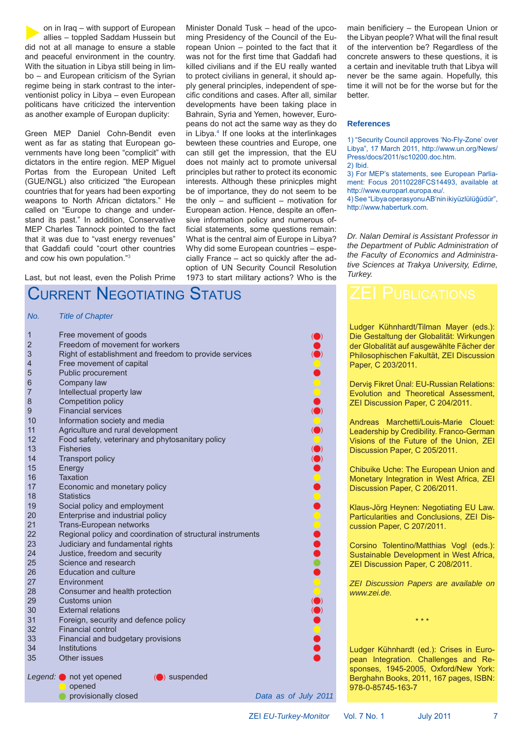on in Iraq – with support of European allies – toppled Saddam Hussein but did not at all manage to ensure a stable and peaceful environment in the country. With the situation in Libya still being in limbo – and European criticism of the Syrian regime being in stark contrast to the interventionist policy in Libya – even European politicans have criticized the intervention as another example of Europan duplicity:

Green MEP Daniel Cohn-Bendit even went as far as stating that European governments have long been "complicit" with dictators in the entire region. MEP Miguel Portas from the European United Left (GUE/NGL) also criticized "the European countries that for years had been exporting weapons to North African dictators." He called on "Europe to change and understand its past." In addition, Conservative MEP Charles Tannock pointed to the fact that it was due to "vast energy revenues" that Gaddafi could "court other countries and cow his own population."[3]

Last, but not least, even the Polish Prime Minister Donald Tusk – head of the upcoming Presidency of the Council of the European Union – pointed to the fact that it was not for the first time that Gaddafi had killed civilians and if the EU really wanted to protect civilians in general, it should apply general principles, independent of specific conditions and cases. After all, similar developments have been taking place in Bahrain, Syria and Yemen, however, Europeans do not act the same way as they do in Libya.[4] If one looks at the interlinkages bewteen these countries and Europe, one can still get the impression, that the EU does not mainly act to promote universal principles but rather to protect its economic interests. Although these prinicples might be of importance, they do not seem to be the only – and sufficient – motivation for European action. Hence, despite an offensive information policy and numerous official statements, some questions remain: What is the central aim of Europe in Libya? Why did some European countries – especially France – act so quickly after the adoption of UN Security Council Resolution 1973 to start military actions? Who is the main benificiery – the European Union or the Libyan people? What will the final result of the intervention be? Regardless of the concrete answers to these questions, it is a certain and inevitable truth that Libya will never be the same again. Hopefully, this time it will not be for the worse but for the better.

### References

1) "Security Council approves 'No-Fly-Zone' over Libya", 17 March 2011, http://www.un.org/News/Press/docs/2011/sc10200.doc.htm.
2) Ibid.
3) For MEP's statements, see European Parliament: Focus 20110228FCS14493, available at http://www.europarl.europa.eu/.
4) See "Libya operasyonu AB'nin ikiyüzlülüğüdür", http://www.haberturk.com.

*Dr. Nalan Demiral is Assistant Professor in the Department of Public Administration of the Faculty of Economics and Administrative Sciences at Trakya University, Edirne, Turkey.*

## Current Negotiating Status

| *No.* | *Title of Chapter* | Status |
|---|---|---|
| 1 | Free movement of goods | (●) suspended |
| 2 | Freedom of movement for workers | ● not yet opened |
| 3 | Right of establishment and freedom to provide services | (●) suspended |
| 4 | Free movement of capital | ● opened |
| 5 | Public procurement | ● not yet opened |
| 6 | Company law | ● opened |
| 7 | Intellectual property law | ● opened |
| 8 | Competition policy | ● not yet opened |
| 9 | Financial services | (●) suspended |
| 10 | Information society and media | ● opened |
| 11 | Agriculture and rural development | (●) suspended |
| 12 | Food safety, veterinary and phytosanitary policy | ● opened |
| 13 | Fisheries | (●) suspended |
| 14 | Transport policy | (●) suspended |
| 15 | Energy | ● not yet opened |
| 16 | Taxation | ● opened |
| 17 | Economic and monetary policy | ● not yet opened |
| 18 | Statistics | ● opened |
| 19 | Social policy and employment | ● not yet opened |
| 20 | Enterprise and industrial policy | ● opened |
| 21 | Trans-European networks | ● opened |
| 22 | Regional policy and coordination of structural instruments | ● not yet opened |
| 23 | Judiciary and fundamental rights | ● not yet opened |
| 24 | Justice, freedom and security | ● not yet opened |
| 25 | Science and research | ● provisionally closed |
| 26 | Education and culture | ● not yet opened |
| 27 | Environment | ● opened |
| 28 | Consumer and health protection | ● opened |
| 29 | Customs union | (●) suspended |
| 30 | External relations | (●) suspended |
| 31 | Foreign, security and defence policy | ● not yet opened |
| 32 | Financial control | ● opened |
| 33 | Financial and budgetary provisions | ● not yet opened |
| 34 | Institutions | ● not yet opened |
| 35 | Other issues | ● not yet opened |

*Legend:* ● (red) not yet opened; ● (yellow) opened; ● (green) provisionally closed; (●) suspended

*Data as of July 2011*

## ZEI Publications

Ludger Kühnhardt/Tilman Mayer (eds.): Die Gestaltung der Globalität: Wirkungen der Globalität auf ausgewählte Fächer der Philosophischen Fakultät, ZEI Discussion Paper, C 203/2011.

Derviş Fikret Ünal: EU-Russian Relations: Evolution and Theoretical Assessment, ZEI Discussion Paper, C 204/2011.

Andreas Marchetti/Louis-Marie Clouet: Leadership by Credibility. Franco-German Visions of the Future of the Union, ZEI Discussion Paper, C 205/2011.

Chibuike Uche: The European Union and Monetary Integration in West Africa, ZEI Discussion Paper, C 206/2011.

Klaus-Jörg Heynen: Negotiating EU Law. Particularities and Conclusions, ZEI Discussion Paper, C 207/2011.

Corsino Tolentino/Matthias Vogl (eds.): Sustainable Development in West Africa, ZEI Discussion Paper, C 208/2011.

*ZEI Discussion Papers are available on www.zei.de.*

\* \* \*

Ludger Kühnhardt (ed.): Crises in European Integration. Challenges and Responses, 1945-2005, Oxford/New York: Berghahn Books, 2011, 167 pages, ISBN: 978-0-85745-163-7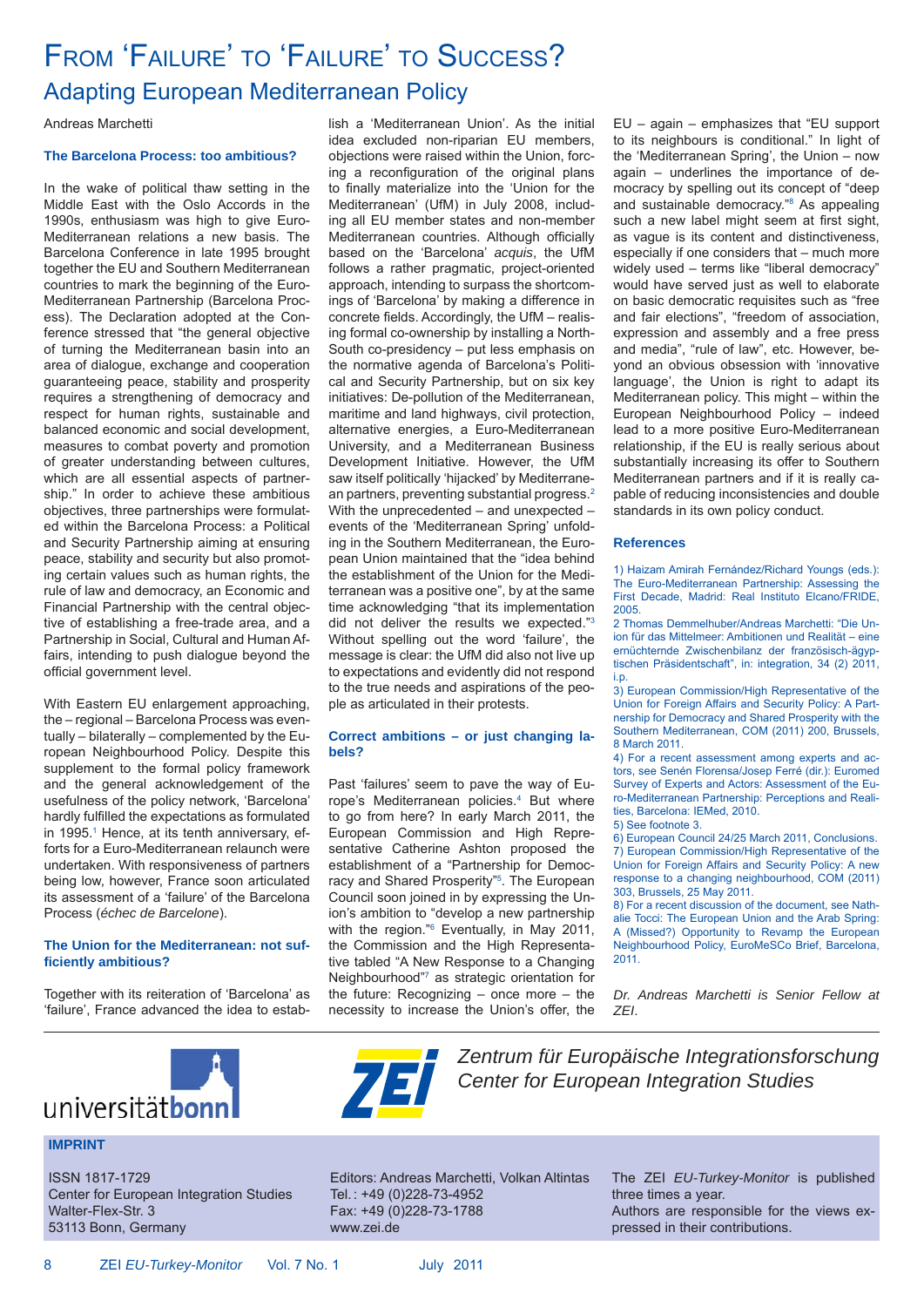# From 'Failure' to 'Failure' to Success?

## Adapting European Mediterranean Policy

Andreas Marchetti

### The Barcelona Process: too ambitious?

In the wake of political thaw setting in the Middle East with the Oslo Accords in the 1990s, enthusiasm was high to give Euro-Mediterranean relations a new basis. The Barcelona Conference in late 1995 brought together the EU and Southern Mediterranean countries to mark the beginning of the Euro-Mediterranean Partnership (Barcelona Process). The Declaration adopted at the Conference stressed that "the general objective of turning the Mediterranean basin into an area of dialogue, exchange and cooperation guaranteeing peace, stability and prosperity requires a strengthening of democracy and respect for human rights, sustainable and balanced economic and social development, measures to combat poverty and promotion of greater understanding between cultures, which are all essential aspects of partnership." In order to achieve these ambitious objectives, three partnerships were formulated within the Barcelona Process: a Political and Security Partnership aiming at ensuring peace, stability and security but also promoting certain values such as human rights, the rule of law and democracy, an Economic and Financial Partnership with the central objective of establishing a free-trade area, and a Partnership in Social, Cultural and Human Affairs, intending to push dialogue beyond the official government level.

With Eastern EU enlargement approaching, the – regional – Barcelona Process was eventually – bilaterally – complemented by the European Neighbourhood Policy. Despite this supplement to the formal policy framework and the general acknowledgement of the usefulness of the policy network, 'Barcelona' hardly fulfilled the expectations as formulated in 1995.[1] Hence, at its tenth anniversary, efforts for a Euro-Mediterranean relaunch were undertaken. With responsiveness of partners being low, however, France soon articulated its assessment of a 'failure' of the Barcelona Process (*échec de Barcelone*).

### The Union for the Mediterranean: not sufficiently ambitious?

Together with its reiteration of 'Barcelona' as 'failure', France advanced the idea to establish a 'Mediterranean Union'. As the initial idea excluded non-riparian EU members, objections were raised within the Union, forcing a reconfiguration of the original plans to finally materialize into the 'Union for the Mediterranean' (UfM) in July 2008, including all EU member states and non-member Mediterranean countries. Although officially based on the 'Barcelona' *acquis*, the UfM follows a rather pragmatic, project-oriented approach, intending to surpass the shortcomings of 'Barcelona' by making a difference in concrete fields. Accordingly, the UfM – realising formal co-ownership by installing a North-South co-presidency – put less emphasis on the normative agenda of Barcelona's Political and Security Partnership, but on six key initiatives: De-pollution of the Mediterranean, maritime and land highways, civil protection, alternative energies, a Euro-Mediterranean University, and a Mediterranean Business Development Initiative. However, the UfM saw itself politically 'hijacked' by Mediterranean partners, preventing substantial progress.[2] With the unprecedented – and unexpected – events of the 'Mediterranean Spring' unfolding in the Southern Mediterranean, the European Union maintained that the "idea behind the establishment of the Union for the Mediterranean was a positive one", by at the same time acknowledging "that its implementation did not deliver the results we expected."[3] Without spelling out the word 'failure', the message is clear: the UfM did also not live up to expectations and evidently did not respond to the true needs and aspirations of the people as articulated in their protests.

### Correct ambitions – or just changing labels?

Past 'failures' seem to pave the way of Europe's Mediterranean policies.[4] But where to go from here? In early March 2011, the European Commission and High Representative Catherine Ashton proposed the establishment of a "Partnership for Democracy and Shared Prosperity"[5]. The European Council soon joined in by expressing the Union's ambition to "develop a new partnership with the region."[6] Eventually, in May 2011, the Commission and the High Representative tabled "A New Response to a Changing Neighbourhood"[7] as strategic orientation for the future: Recognizing – once more – the necessity to increase the Union's offer, the EU – again – emphasizes that "EU support to its neighbours is conditional." In light of the 'Mediterranean Spring', the Union – now again – underlines the importance of democracy by spelling out its concept of "deep and sustainable democracy."[8] As appealing such a new label might seem at first sight, as vague is its content and distinctiveness, especially if one considers that – much more widely used – terms like "liberal democracy" would have served just as well to elaborate on basic democratic requisites such as "free and fair elections", "freedom of association, expression and assembly and a free press and media", "rule of law", etc. However, beyond an obvious obsession with 'innovative language', the Union is right to adapt its Mediterranean policy. This might – within the European Neighbourhood Policy – indeed lead to a more positive Euro-Mediterranean relationship, if the EU is really serious about substantially increasing its offer to Southern Mediterranean partners and if it is really capable of reducing inconsistencies and double standards in its own policy conduct.

### References

1) Haizam Amirah Fernández/Richard Youngs (eds.): The Euro-Mediterranean Partnership: Assessing the First Decade, Madrid: Real Instituto Elcano/FRIDE, 2005.
2 Thomas Demmelhuber/Andreas Marchetti: "Die Union für das Mittelmeer: Ambitionen und Realität – eine ernüchternde Zwischenbilanz der französisch-ägyptischen Präsidentschaft", in: integration, 34 (2) 2011, i.p.
3) European Commission/High Representative of the Union for Foreign Affairs and Security Policy: A Partnership for Democracy and Shared Prosperity with the Southern Mediterranean, COM (2011) 200, Brussels, 8 March 2011.
4) For a recent assessment among experts and actors, see Senén Florensa/Josep Ferré (dir.): Euromed Survey of Experts and Actors: Assessment of the Euro-Mediterranean Partnership: Perceptions and Realities, Barcelona: IEMed, 2010.
5) See footnote 3.
6) European Council 24/25 March 2011, Conclusions.
7) European Commission/High Representative of the Union for Foreign Affairs and Security Policy: A new response to a changing neighbourhood, COM (2011) 303, Brussels, 25 May 2011.
8) For a recent discussion of the document, see Nathalie Tocci: The European Union and the Arab Spring: A (Missed?) Opportunity to Revamp the European Neighbourhood Policy, EuroMeSCo Brief, Barcelona, 2011.

*Dr. Andreas Marchetti is Senior Fellow at ZEI.*

universitätbonn

ZEI

*Zentrum für Europäische Integrationsforschung*
*Center for European Integration Studies*

**IMPRINT**

ISSN 1817-1729
Center for European Integration Studies
Walter-Flex-Str. 3
53113 Bonn, Germany

Editors: Andreas Marchetti, Volkan Altintas
Tel.: +49 (0)228-73-4952
Fax: +49 (0)228-73-1788
www.zei.de

The ZEI *EU-Turkey-Monitor* is published three times a year.
Authors are responsible for the views expressed in their contributions.